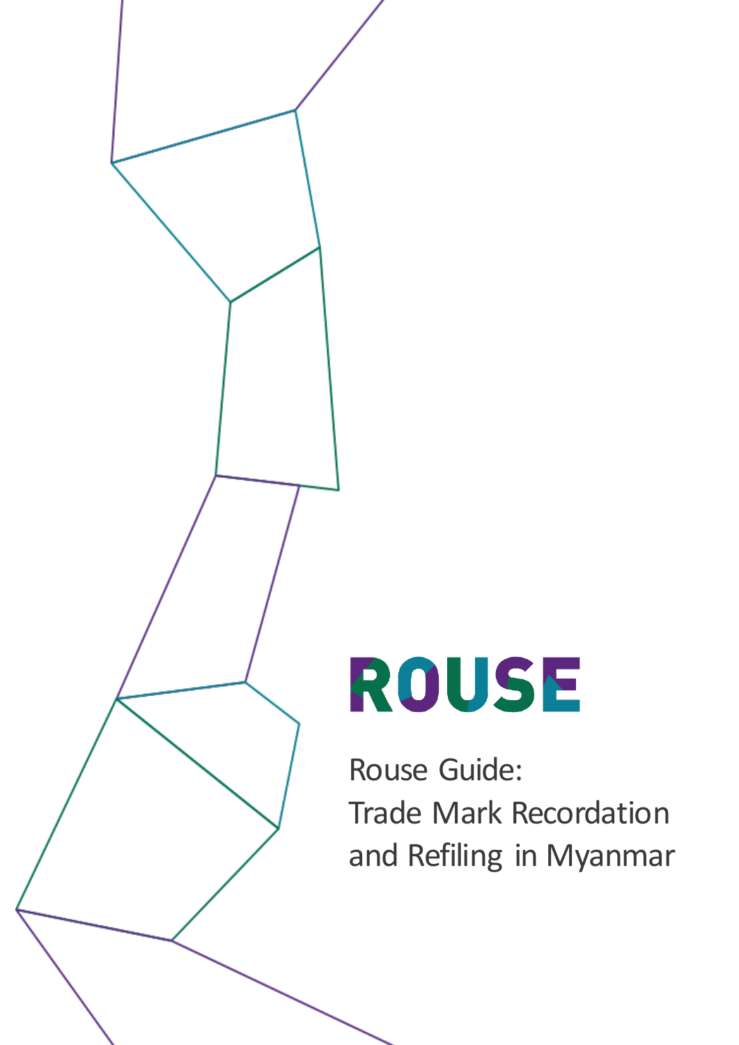ROUSE

# Rouse Guide: Trade Mark Recordation and Refiling in Myanmar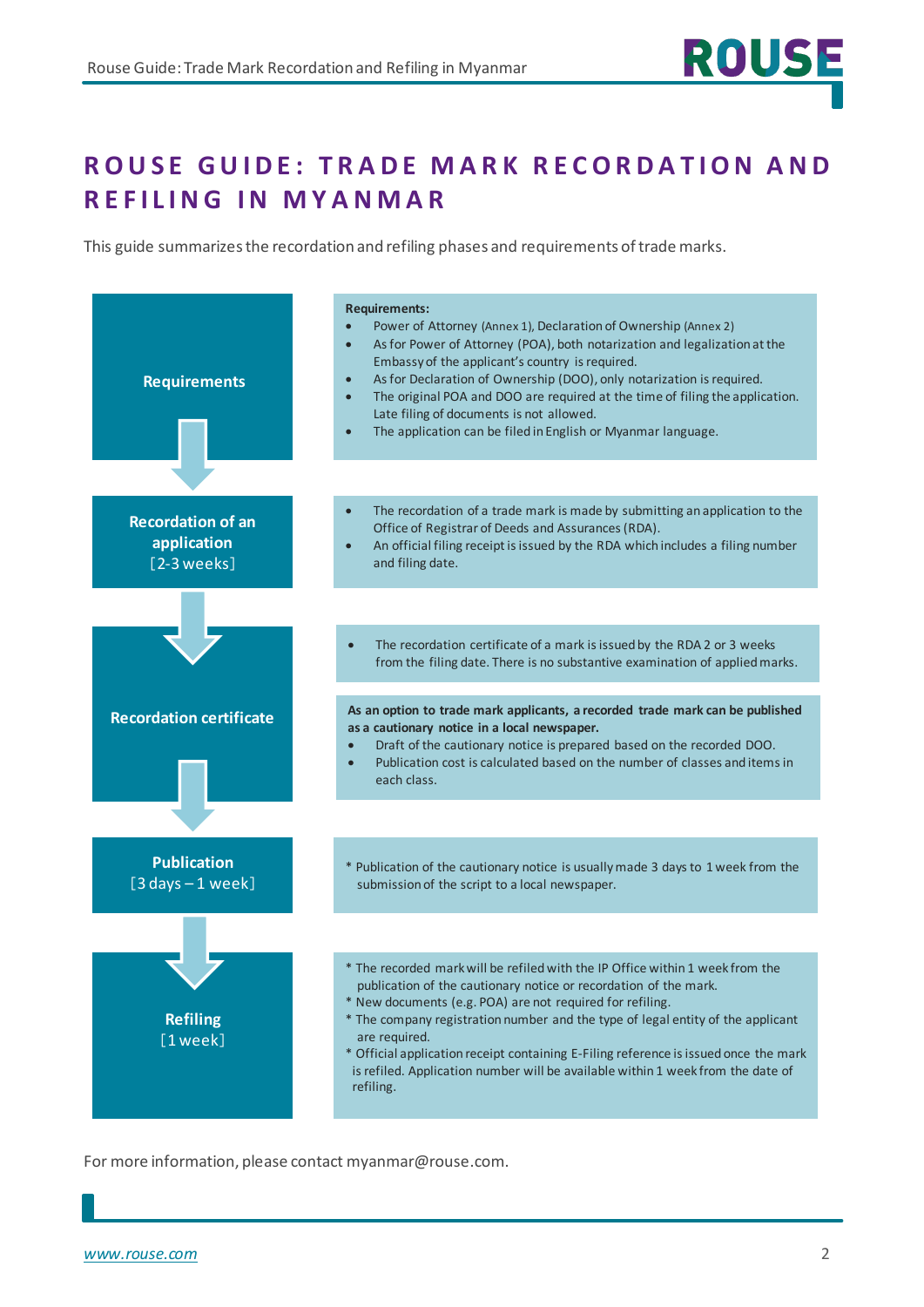# ROUSE GUIDE: TRADE MARK RECORDATION AND REFILING IN MYANMAR

This guide summarizes the recordation and refiling phases and requirements of trade marks.

## Requirements

**Requirements:**

- Power of Attorney (Annex 1), Declaration of Ownership (Annex 2)
- As for Power of Attorney (POA), both notarization and legalization at the Embassy of the applicant's country is required.
- As for Declaration of Ownership (DOO), only notarization is required.
- The original POA and DOO are required at the time of filing the application. Late filing of documents is not allowed.
- The application can be filed in English or Myanmar language.

## Recordation of an application [2-3 weeks]

- The recordation of a trade mark is made by submitting an application to the Office of Registrar of Deeds and Assurances (RDA).
- An official filing receipt is issued by the RDA which includes a filing number and filing date.

## Recordation certificate

- The recordation certificate of a mark is issued by the RDA 2 or 3 weeks from the filing date. There is no substantive examination of applied marks.

**As an option to trade mark applicants, a recorded trade mark can be published as a cautionary notice in a local newspaper.**

- Draft of the cautionary notice is prepared based on the recorded DOO.
- Publication cost is calculated based on the number of classes and items in each class.

## Publication [3 days – 1 week]

* Publication of the cautionary notice is usually made 3 days to 1 week from the submission of the script to a local newspaper.

## Refiling [1 week]

* The recorded mark will be refiled with the IP Office within 1 week from the publication of the cautionary notice or recordation of the mark.
* New documents (e.g. POA) are not required for refiling.
* The company registration number and the type of legal entity of the applicant are required.
* Official application receipt containing E-Filing reference is issued once the mark is refiled. Application number will be available within 1 week from the date of refiling.

For more information, please contact myanmar@rouse.com.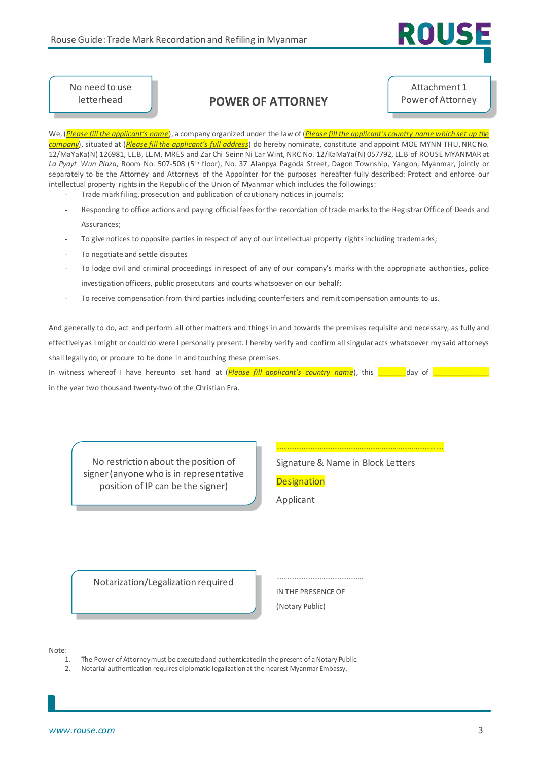No need to use letterhead

# POWER OF ATTORNEY

Attachment 1
Power of Attorney

We, (*Please fill the applicant's name*), a company organized under the law of (*Please fill the applicant's country name which set up the company*), situated at (*Please fill the applicant's full address*) do hereby nominate, constitute and appoint MOE MYNN THU, NRC No. 12/MaYaKa(N) 126981, LL.B, LL.M, MRES and Zar Chi Seinn Ni Lar Wint, NRC No. 12/KaMaYa(N) 057792, LL.B of ROUSE MYANMAR at *La Pyayt Wun Plaza*, Room No. 507-508 (5th floor), No. 37 Alanpya Pagoda Street, Dagon Township, Yangon, Myanmar, jointly or separately to be the Attorney and Attorneys of the Appointer for the purposes hereafter fully described: Protect and enforce our intellectual property rights in the Republic of the Union of Myanmar which includes the followings:

- Trade mark filing, prosecution and publication of cautionary notices in journals;
- Responding to office actions and paying official fees for the recordation of trade marks to the Registrar Office of Deeds and Assurances;
- To give notices to opposite parties in respect of any of our intellectual property rights including trademarks;
- To negotiate and settle disputes
- To lodge civil and criminal proceedings in respect of any of our company's marks with the appropriate authorities, police investigation officers, public prosecutors and courts whatsoever on our behalf;
- To receive compensation from third parties including counterfeiters and remit compensation amounts to us.

And generally to do, act and perform all other matters and things in and towards the premises requisite and necessary, as fully and effectively as I might or could do were I personally present. I hereby verify and confirm all singular acts whatsoever my said attorneys shall legally do, or procure to be done in and touching these premises.

In witness whereof I have hereunto set hand at (*Please fill applicant's country name*), this \_\_\_\_\_\_\_ day of \_\_\_\_\_\_\_\_\_\_\_\_\_\_ in the year two thousand twenty-two of the Christian Era.

No restriction about the position of signer (anyone who is in representative position of IP can be the signer)

..........................................................................................

Signature & Name in Block Letters

Designation

Applicant

Notarization/Legalization required

..............................................

IN THE PRESENCE OF

(Notary Public)

Note:

1. The Power of Attorney must be executed and authenticated in the present of a Notary Public.
2. Notarial authentication requires diplomatic legalization at the nearest Myanmar Embassy.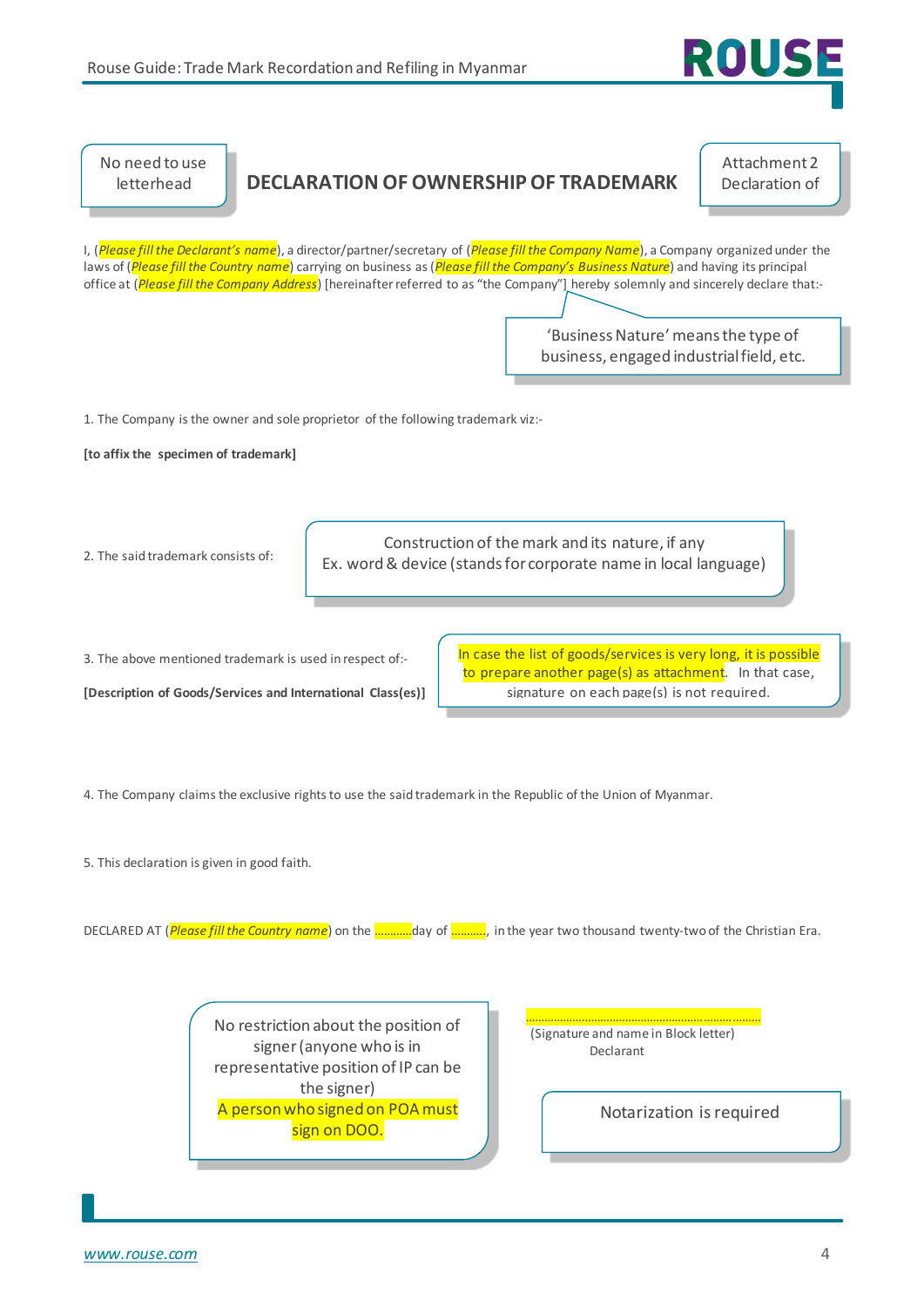No need to use letterhead

# DECLARATION OF OWNERSHIP OF TRADEMARK

Attachment 2 Declaration of

I, (*Please fill the Declarant's name*), a director/partner/secretary of (*Please fill the Company Name*), a Company organized under the laws of (*Please fill the Country name*) carrying on business as (*Please fill the Company's Business Nature*) and having its principal office at (*Please fill the Company Address*) [hereinafter referred to as "the Company"] hereby solemnly and sincerely declare that:-

'Business Nature' means the type of business, engaged industrial field, etc.

1. The Company is the owner and sole proprietor of the following trademark viz:-

**[to affix the specimen of trademark]**

2. The said trademark consists of:

Construction of the mark and its nature, if any
Ex. word & device (stands for corporate name in local language)

3. The above mentioned trademark is used in respect of:-

**[Description of Goods/Services and International Class(es)]**

In case the list of goods/services is very long, it is possible to prepare another page(s) as attachment. In that case, signature on each page(s) is not required.

4. The Company claims the exclusive rights to use the said trademark in the Republic of the Union of Myanmar.

5. This declaration is given in good faith.

DECLARED AT (*Please fill the Country name*) on the ...........day of .........., in the year two thousand twenty-two of the Christian Era.

No restriction about the position of signer (anyone who is in representative position of IP can be the signer)
A person who signed on POA must sign on DOO.

..........................................................................

(Signature and name in Block letter)
Declarant

Notarization is required